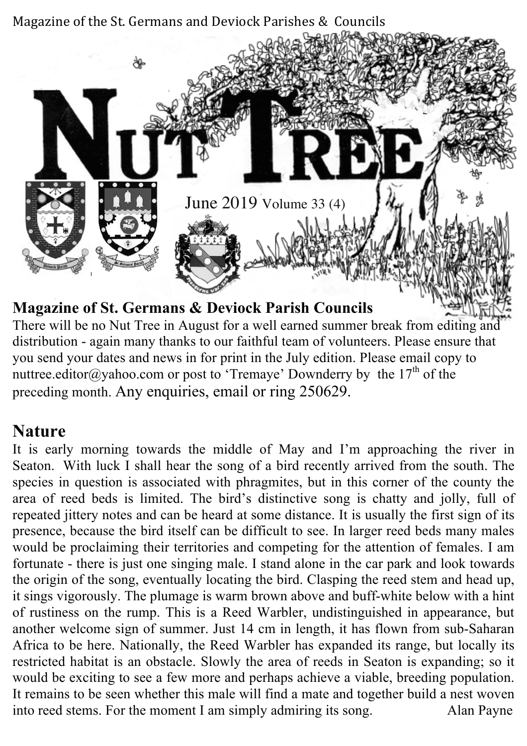Magazine of the St. Germans and Deviock Parishes & Councils

# NUT TREE

June 2019 Volume 33 (4)

## Magazine of St. Germans & Deviock Parish Councils

There will be no Nut Tree in August for a well earned summer break from editing and distribution - again many thanks to our faithful team of volunteers. Please ensure that you send your dates and news in for print in the July edition. Please email copy to nuttree.editor@yahoo.com or post to 'Tremaye' Downderry by the 17th of the preceding month. Any enquiries, email or ring 250629.

## Nature

It is early morning towards the middle of May and I'm approaching the river in Seaton. With luck I shall hear the song of a bird recently arrived from the south. The species in question is associated with phragmites, but in this corner of the county the area of reed beds is limited. The bird's distinctive song is chatty and jolly, full of repeated jittery notes and can be heard at some distance. It is usually the first sign of its presence, because the bird itself can be difficult to see. In larger reed beds many males would be proclaiming their territories and competing for the attention of females. I am fortunate - there is just one singing male. I stand alone in the car park and look towards the origin of the song, eventually locating the bird. Clasping the reed stem and head up, it sings vigorously. The plumage is warm brown above and buff-white below with a hint of rustiness on the rump. This is a Reed Warbler, undistinguished in appearance, but another welcome sign of summer. Just 14 cm in length, it has flown from sub-Saharan Africa to be here. Nationally, the Reed Warbler has expanded its range, but locally its restricted habitat is an obstacle. Slowly the area of reeds in Seaton is expanding; so it would be exciting to see a few more and perhaps achieve a viable, breeding population. It remains to be seen whether this male will find a mate and together build a nest woven into reed stems. For the moment I am simply admiring its song.

Alan Payne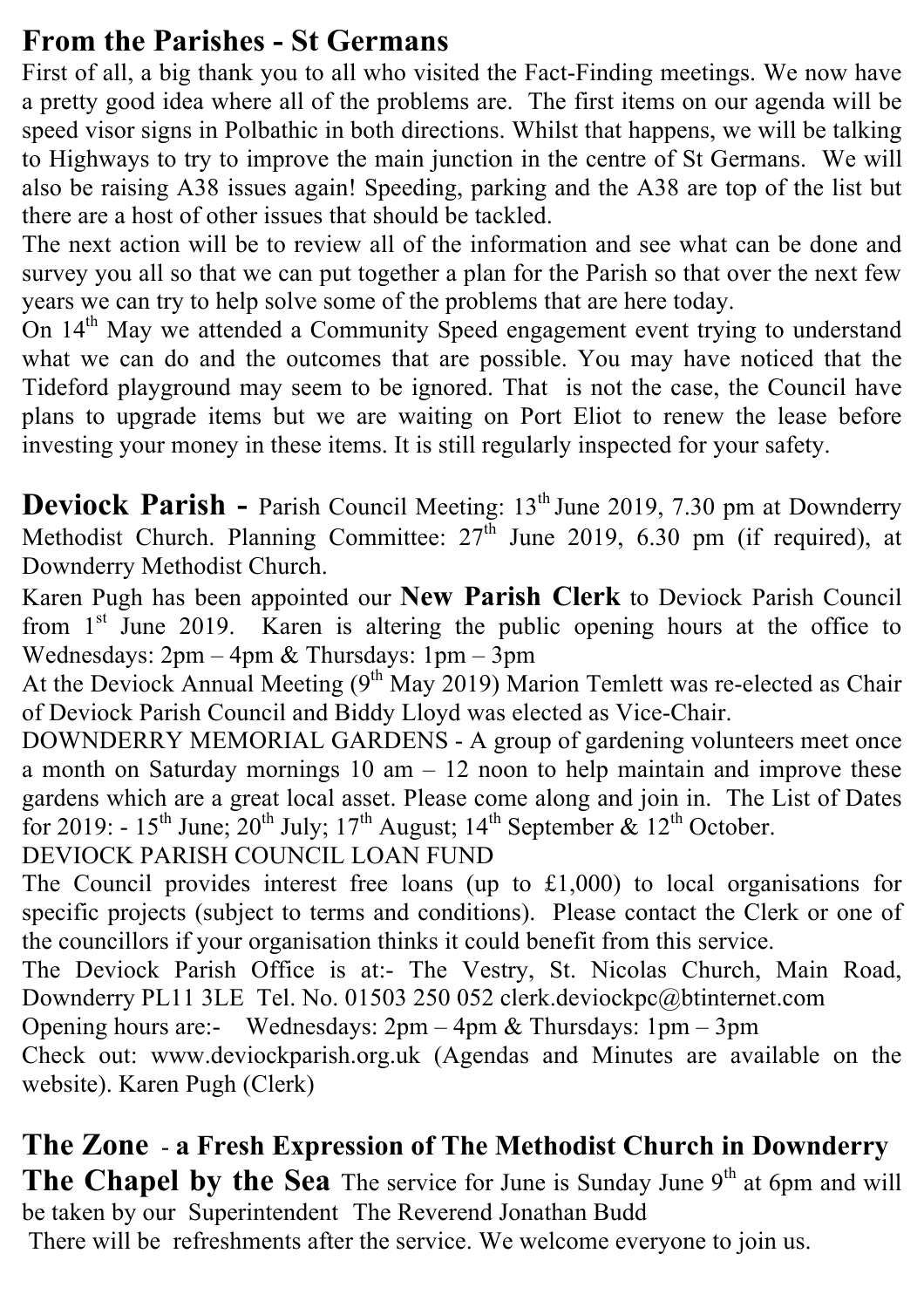## From the Parishes - St Germans

First of all, a big thank you to all who visited the Fact-Finding meetings. We now have a pretty good idea where all of the problems are. The first items on our agenda will be speed visor signs in Polbathic in both directions. Whilst that happens, we will be talking to Highways to try to improve the main junction in the centre of St Germans. We will also be raising A38 issues again! Speeding, parking and the A38 are top of the list but there are a host of other issues that should be tackled.

The next action will be to review all of the information and see what can be done and survey you all so that we can put together a plan for the Parish so that over the next few years we can try to help solve some of the problems that are here today.

On 14th May we attended a Community Speed engagement event trying to understand what we can do and the outcomes that are possible. You may have noticed that the Tideford playground may seem to be ignored. That is not the case, the Council have plans to upgrade items but we are waiting on Port Eliot to renew the lease before investing your money in these items. It is still regularly inspected for your safety.

**Deviock Parish -** Parish Council Meeting: 13th June 2019, 7.30 pm at Downderry Methodist Church. Planning Committee: 27th June 2019, 6.30 pm (if required), at Downderry Methodist Church.

Karen Pugh has been appointed our **New Parish Clerk** to Deviock Parish Council from 1st June 2019. Karen is altering the public opening hours at the office to Wednesdays: 2pm – 4pm & Thursdays: 1pm – 3pm

At the Deviock Annual Meeting (9th May 2019) Marion Temlett was re-elected as Chair of Deviock Parish Council and Biddy Lloyd was elected as Vice-Chair.

DOWNDERRY MEMORIAL GARDENS - A group of gardening volunteers meet once a month on Saturday mornings 10 am – 12 noon to help maintain and improve these gardens which are a great local asset. Please come along and join in. The List of Dates for 2019: - 15th June; 20th July; 17th August; 14th September & 12th October.

DEVIOCK PARISH COUNCIL LOAN FUND

The Council provides interest free loans (up to £1,000) to local organisations for specific projects (subject to terms and conditions). Please contact the Clerk or one of the councillors if your organisation thinks it could benefit from this service.

The Deviock Parish Office is at:- The Vestry, St. Nicolas Church, Main Road, Downderry PL11 3LE Tel. No. 01503 250 052 clerk.deviockpc@btinternet.com

Opening hours are:- Wednesdays: 2pm – 4pm & Thursdays: 1pm – 3pm

Check out: www.deviockparish.org.uk (Agendas and Minutes are available on the website). Karen Pugh (Clerk)

## The Zone - a Fresh Expression of The Methodist Church in Downderry

**The Chapel by the Sea** The service for June is Sunday June 9th at 6pm and will be taken by our Superintendent The Reverend Jonathan Budd

There will be refreshments after the service. We welcome everyone to join us.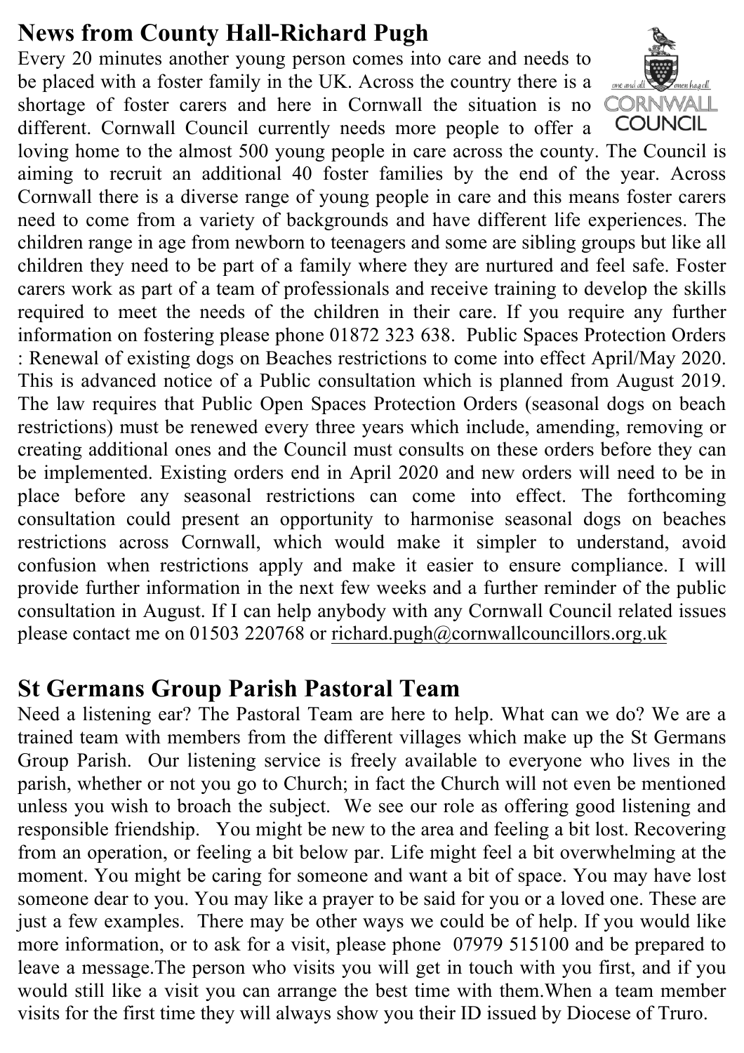## News from County Hall-Richard Pugh

Every 20 minutes another young person comes into care and needs to be placed with a foster family in the UK. Across the country there is a shortage of foster carers and here in Cornwall the situation is no different. Cornwall Council currently needs more people to offer a loving home to the almost 500 young people in care across the county. The Council is aiming to recruit an additional 40 foster families by the end of the year. Across Cornwall there is a diverse range of young people in care and this means foster carers need to come from a variety of backgrounds and have different life experiences. The children range in age from newborn to teenagers and some are sibling groups but like all children they need to be part of a family where they are nurtured and feel safe. Foster carers work as part of a team of professionals and receive training to develop the skills required to meet the needs of the children in their care. If you require any further information on fostering please phone 01872 323 638. Public Spaces Protection Orders : Renewal of existing dogs on Beaches restrictions to come into effect April/May 2020. This is advanced notice of a Public consultation which is planned from August 2019. The law requires that Public Open Spaces Protection Orders (seasonal dogs on beach restrictions) must be renewed every three years which include, amending, removing or creating additional ones and the Council must consults on these orders before they can be implemented. Existing orders end in April 2020 and new orders will need to be in place before any seasonal restrictions can come into effect. The forthcoming consultation could present an opportunity to harmonise seasonal dogs on beaches restrictions across Cornwall, which would make it simpler to understand, avoid confusion when restrictions apply and make it easier to ensure compliance. I will provide further information in the next few weeks and a further reminder of the public consultation in August. If I can help anybody with any Cornwall Council related issues please contact me on 01503 220768 or richard.pugh@cornwallcouncillors.org.uk

## St Germans Group Parish Pastoral Team

Need a listening ear? The Pastoral Team are here to help. What can we do? We are a trained team with members from the different villages which make up the St Germans Group Parish. Our listening service is freely available to everyone who lives in the parish, whether or not you go to Church; in fact the Church will not even be mentioned unless you wish to broach the subject. We see our role as offering good listening and responsible friendship. You might be new to the area and feeling a bit lost. Recovering from an operation, or feeling a bit below par. Life might feel a bit overwhelming at the moment. You might be caring for someone and want a bit of space. You may have lost someone dear to you. You may like a prayer to be said for you or a loved one. These are just a few examples. There may be other ways we could be of help. If you would like more information, or to ask for a visit, please phone 07979 515100 and be prepared to leave a message.The person who visits you will get in touch with you first, and if you would still like a visit you can arrange the best time with them.When a team member visits for the first time they will always show you their ID issued by Diocese of Truro.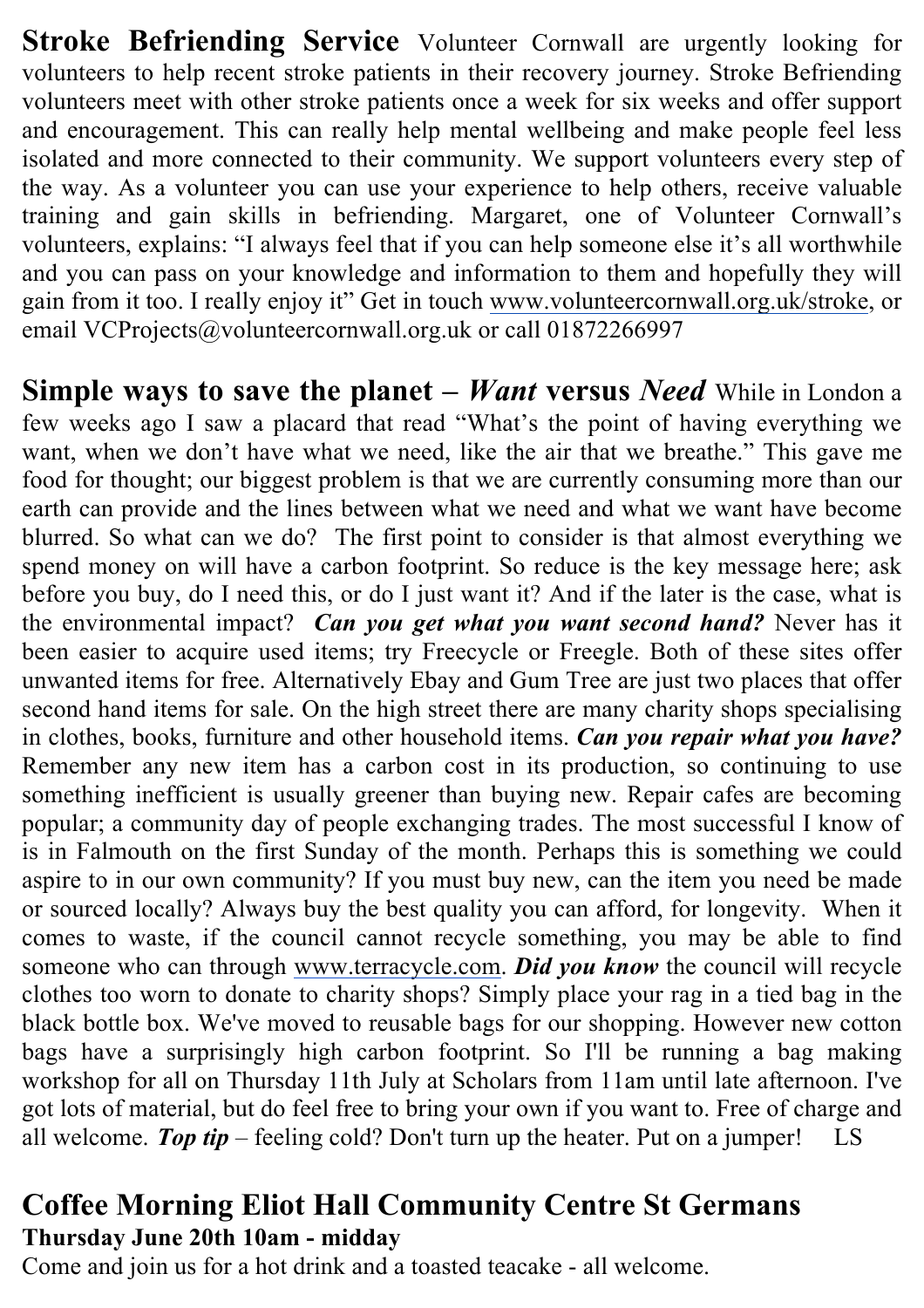**Stroke Befriending Service** Volunteer Cornwall are urgently looking for volunteers to help recent stroke patients in their recovery journey. Stroke Befriending volunteers meet with other stroke patients once a week for six weeks and offer support and encouragement. This can really help mental wellbeing and make people feel less isolated and more connected to their community. We support volunteers every step of the way. As a volunteer you can use your experience to help others, receive valuable training and gain skills in befriending. Margaret, one of Volunteer Cornwall's volunteers, explains: "I always feel that if you can help someone else it's all worthwhile and you can pass on your knowledge and information to them and hopefully they will gain from it too. I really enjoy it" Get in touch www.volunteercornwall.org.uk/stroke, or email VCProjects@volunteercornwall.org.uk or call 01872266997

**Simple ways to save the planet – *Want* versus *Need*** While in London a few weeks ago I saw a placard that read "What's the point of having everything we want, when we don't have what we need, like the air that we breathe." This gave me food for thought; our biggest problem is that we are currently consuming more than our earth can provide and the lines between what we need and what we want have become blurred. So what can we do? The first point to consider is that almost everything we spend money on will have a carbon footprint. So reduce is the key message here; ask before you buy, do I need this, or do I just want it? And if the later is the case, what is the environmental impact? ***Can you get what you want second hand?*** Never has it been easier to acquire used items; try Freecycle or Freegle. Both of these sites offer unwanted items for free. Alternatively Ebay and Gum Tree are just two places that offer second hand items for sale. On the high street there are many charity shops specialising in clothes, books, furniture and other household items. ***Can you repair what you have?*** Remember any new item has a carbon cost in its production, so continuing to use something inefficient is usually greener than buying new. Repair cafes are becoming popular; a community day of people exchanging trades. The most successful I know of is in Falmouth on the first Sunday of the month. Perhaps this is something we could aspire to in our own community? If you must buy new, can the item you need be made or sourced locally? Always buy the best quality you can afford, for longevity. When it comes to waste, if the council cannot recycle something, you may be able to find someone who can through www.terracycle.com. ***Did you know*** the council will recycle clothes too worn to donate to charity shops? Simply place your rag in a tied bag in the black bottle box. We've moved to reusable bags for our shopping. However new cotton bags have a surprisingly high carbon footprint. So I'll be running a bag making workshop for all on Thursday 11th July at Scholars from 11am until late afternoon. I've got lots of material, but do feel free to bring your own if you want to. Free of charge and all welcome. ***Top tip*** – feeling cold? Don't turn up the heater. Put on a jumper! LS

## Coffee Morning Eliot Hall Community Centre St Germans

**Thursday June 20th 10am - midday**

Come and join us for a hot drink and a toasted teacake - all welcome.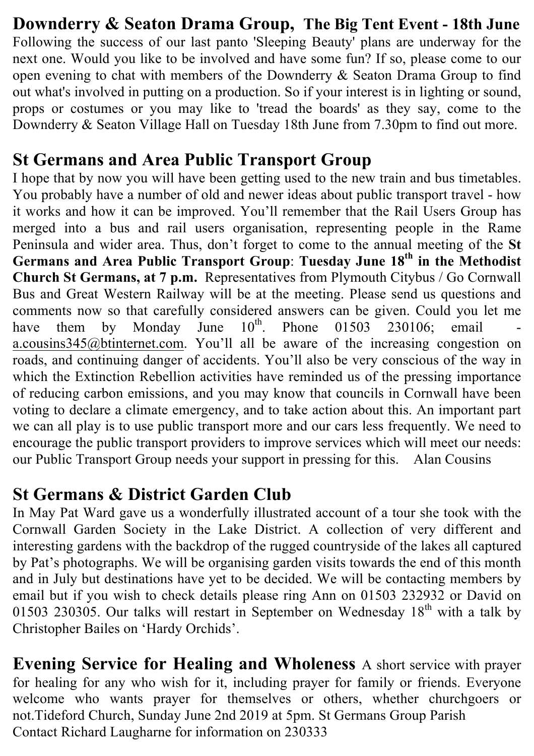## Downderry & Seaton Drama Group, The Big Tent Event - 18th June

Following the success of our last panto 'Sleeping Beauty' plans are underway for the next one. Would you like to be involved and have some fun? If so, please come to our open evening to chat with members of the Downderry & Seaton Drama Group to find out what's involved in putting on a production. So if your interest is in lighting or sound, props or costumes or you may like to 'tread the boards' as they say, come to the Downderry & Seaton Village Hall on Tuesday 18th June from 7.30pm to find out more.

## St Germans and Area Public Transport Group

I hope that by now you will have been getting used to the new train and bus timetables. You probably have a number of old and newer ideas about public transport travel - how it works and how it can be improved. You'll remember that the Rail Users Group has merged into a bus and rail users organisation, representing people in the Rame Peninsula and wider area. Thus, don't forget to come to the annual meeting of the **St Germans and Area Public Transport Group**: **Tuesday June 18th in the Methodist Church St Germans, at 7 p.m.** Representatives from Plymouth Citybus / Go Cornwall Bus and Great Western Railway will be at the meeting. Please send us questions and comments now so that carefully considered answers can be given. Could you let me have them by Monday June 10th. Phone 01503 230106; email - a.cousins345@btinternet.com. You'll all be aware of the increasing congestion on roads, and continuing danger of accidents. You'll also be very conscious of the way in which the Extinction Rebellion activities have reminded us of the pressing importance of reducing carbon emissions, and you may know that councils in Cornwall have been voting to declare a climate emergency, and to take action about this. An important part we can all play is to use public transport more and our cars less frequently. We need to encourage the public transport providers to improve services which will meet our needs: our Public Transport Group needs your support in pressing for this. Alan Cousins

## St Germans & District Garden Club

In May Pat Ward gave us a wonderfully illustrated account of a tour she took with the Cornwall Garden Society in the Lake District. A collection of very different and interesting gardens with the backdrop of the rugged countryside of the lakes all captured by Pat's photographs. We will be organising garden visits towards the end of this month and in July but destinations have yet to be decided. We will be contacting members by email but if you wish to check details please ring Ann on 01503 232932 or David on 01503 230305. Our talks will restart in September on Wednesday 18th with a talk by Christopher Bailes on 'Hardy Orchids'.

**Evening Service for Healing and Wholeness** A short service with prayer for healing for any who wish for it, including prayer for family or friends. Everyone welcome who wants prayer for themselves or others, whether churchgoers or not.Tideford Church, Sunday June 2nd 2019 at 5pm. St Germans Group Parish
Contact Richard Laugharne for information on 230333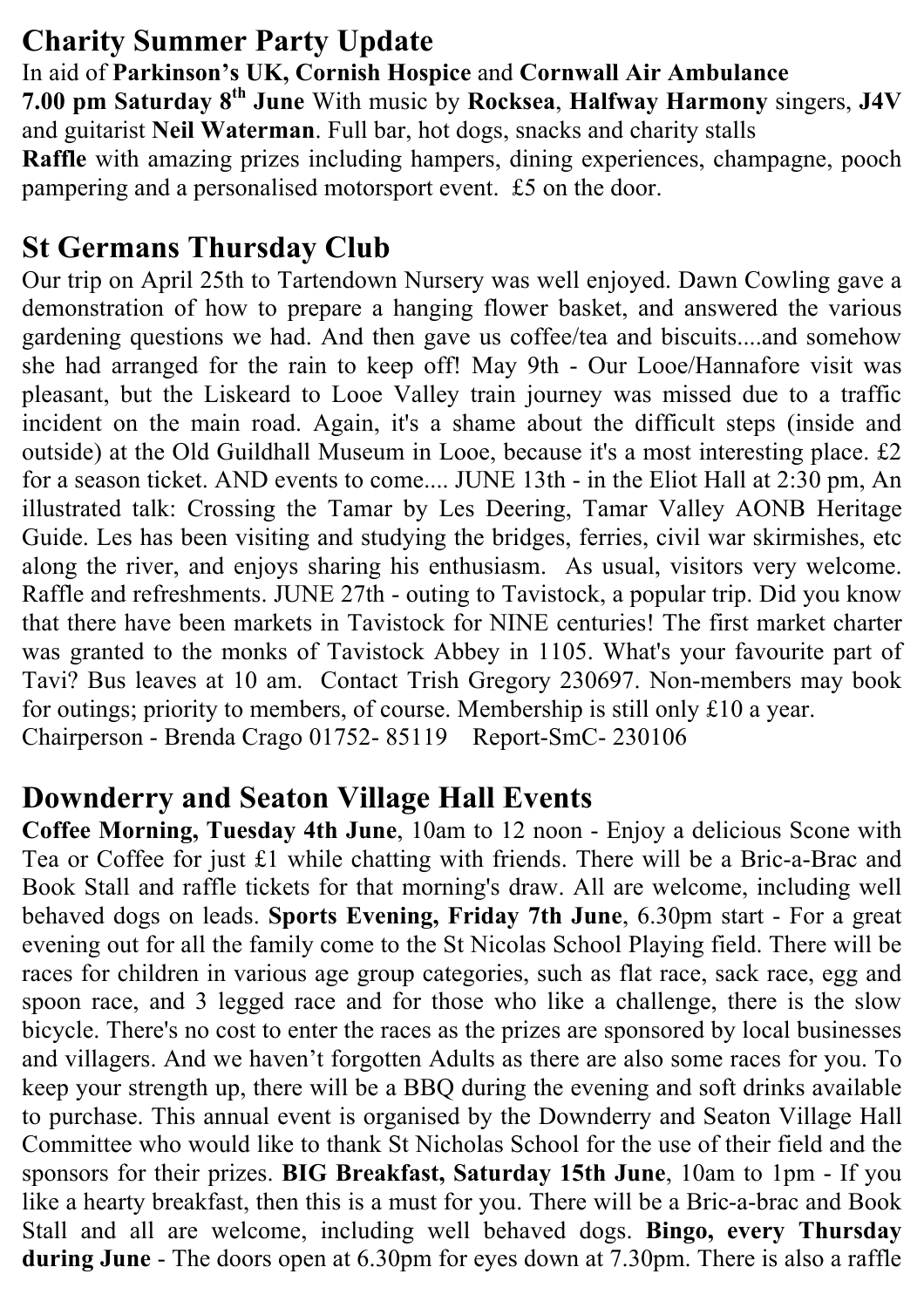## Charity Summer Party Update

In aid of **Parkinson's UK, Cornish Hospice** and **Cornwall Air Ambulance**
**7.00 pm Saturday 8th June** With music by **Rocksea**, **Halfway Harmony** singers, **J4V** and guitarist **Neil Waterman**. Full bar, hot dogs, snacks and charity stalls
**Raffle** with amazing prizes including hampers, dining experiences, champagne, pooch pampering and a personalised motorsport event. £5 on the door.

## St Germans Thursday Club

Our trip on April 25th to Tartendown Nursery was well enjoyed. Dawn Cowling gave a demonstration of how to prepare a hanging flower basket, and answered the various gardening questions we had. And then gave us coffee/tea and biscuits....and somehow she had arranged for the rain to keep off! May 9th - Our Looe/Hannafore visit was pleasant, but the Liskeard to Looe Valley train journey was missed due to a traffic incident on the main road. Again, it's a shame about the difficult steps (inside and outside) at the Old Guildhall Museum in Looe, because it's a most interesting place. £2 for a season ticket. AND events to come.... JUNE 13th - in the Eliot Hall at 2:30 pm, An illustrated talk: Crossing the Tamar by Les Deering, Tamar Valley AONB Heritage Guide. Les has been visiting and studying the bridges, ferries, civil war skirmishes, etc along the river, and enjoys sharing his enthusiasm. As usual, visitors very welcome. Raffle and refreshments. JUNE 27th - outing to Tavistock, a popular trip. Did you know that there have been markets in Tavistock for NINE centuries! The first market charter was granted to the monks of Tavistock Abbey in 1105. What's your favourite part of Tavi? Bus leaves at 10 am. Contact Trish Gregory 230697. Non-members may book for outings; priority to members, of course. Membership is still only £10 a year.
Chairperson - Brenda Crago 01752- 85119 Report-SmC- 230106

## Downderry and Seaton Village Hall Events

**Coffee Morning, Tuesday 4th June**, 10am to 12 noon - Enjoy a delicious Scone with Tea or Coffee for just £1 while chatting with friends. There will be a Bric-a-Brac and Book Stall and raffle tickets for that morning's draw. All are welcome, including well behaved dogs on leads. **Sports Evening, Friday 7th June**, 6.30pm start - For a great evening out for all the family come to the St Nicolas School Playing field. There will be races for children in various age group categories, such as flat race, sack race, egg and spoon race, and 3 legged race and for those who like a challenge, there is the slow bicycle. There's no cost to enter the races as the prizes are sponsored by local businesses and villagers. And we haven't forgotten Adults as there are also some races for you. To keep your strength up, there will be a BBQ during the evening and soft drinks available to purchase. This annual event is organised by the Downderry and Seaton Village Hall Committee who would like to thank St Nicholas School for the use of their field and the sponsors for their prizes. **BIG Breakfast, Saturday 15th June**, 10am to 1pm - If you like a hearty breakfast, then this is a must for you. There will be a Bric-a-brac and Book Stall and all are welcome, including well behaved dogs. **Bingo, every Thursday during June** - The doors open at 6.30pm for eyes down at 7.30pm. There is also a raffle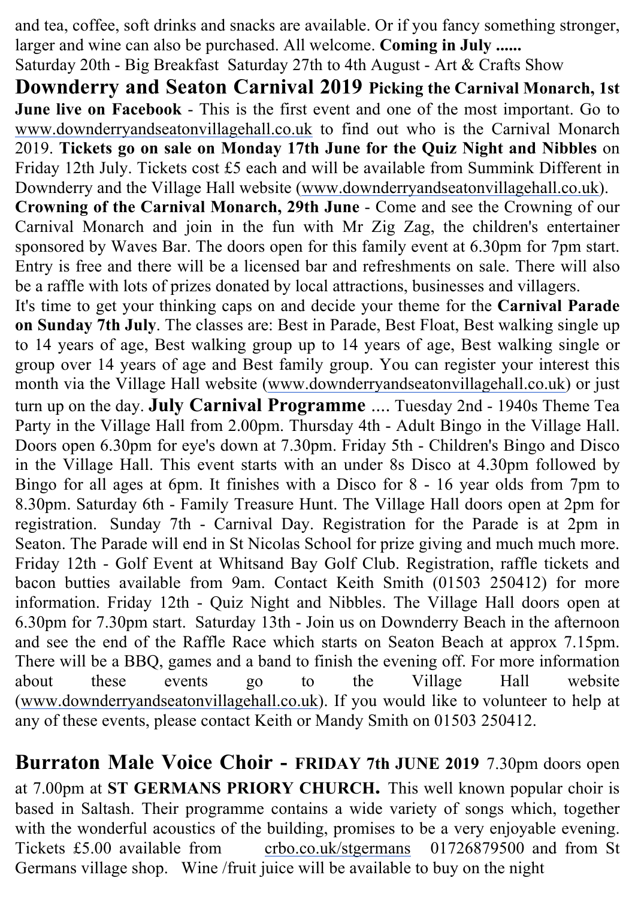and tea, coffee, soft drinks and snacks are available. Or if you fancy something stronger, larger and wine can also be purchased. All welcome. **Coming in July ......**
Saturday 20th - Big Breakfast  Saturday 27th to 4th August - Art & Crafts Show

**Downderry and Seaton Carnival 2019** **Picking the Carnival Monarch, 1st June live on Facebook** - This is the first event and one of the most important. Go to www.downderryandseatonvillagehall.co.uk to find out who is the Carnival Monarch 2019. **Tickets go on sale on Monday 17th June for the Quiz Night and Nibbles** on Friday 12th July. Tickets cost £5 each and will be available from Summink Different in Downderry and the Village Hall website (www.downderryandseatonvillagehall.co.uk).
**Crowning of the Carnival Monarch, 29th June** - Come and see the Crowning of our Carnival Monarch and join in the fun with Mr Zig Zag, the children's entertainer sponsored by Waves Bar. The doors open for this family event at 6.30pm for 7pm start. Entry is free and there will be a licensed bar and refreshments on sale. There will also be a raffle with lots of prizes donated by local attractions, businesses and villagers.
It's time to get your thinking caps on and decide your theme for the **Carnival Parade on Sunday 7th July**. The classes are: Best in Parade, Best Float, Best walking single up to 14 years of age, Best walking group up to 14 years of age, Best walking single or group over 14 years of age and Best family group. You can register your interest this month via the Village Hall website (www.downderryandseatonvillagehall.co.uk) or just turn up on the day. **July Carnival Programme** .... Tuesday 2nd - 1940s Theme Tea Party in the Village Hall from 2.00pm. Thursday 4th - Adult Bingo in the Village Hall. Doors open 6.30pm for eye's down at 7.30pm. Friday 5th - Children's Bingo and Disco in the Village Hall. This event starts with an under 8s Disco at 4.30pm followed by Bingo for all ages at 6pm. It finishes with a Disco for 8 - 16 year olds from 7pm to 8.30pm. Saturday 6th - Family Treasure Hunt. The Village Hall doors open at 2pm for registration.  Sunday 7th - Carnival Day. Registration for the Parade is at 2pm in Seaton. The Parade will end in St Nicolas School for prize giving and much much more. Friday 12th - Golf Event at Whitsand Bay Golf Club. Registration, raffle tickets and bacon butties available from 9am. Contact Keith Smith (01503 250412) for more information. Friday 12th - Quiz Night and Nibbles. The Village Hall doors open at 6.30pm for 7.30pm start.  Saturday 13th - Join us on Downderry Beach in the afternoon and see the end of the Raffle Race which starts on Seaton Beach at approx 7.15pm. There will be a BBQ, games and a band to finish the evening off. For more information about these events go to the Village Hall website (www.downderryandseatonvillagehall.co.uk). If you would like to volunteer to help at any of these events, please contact Keith or Mandy Smith on 01503 250412.

**Burraton Male Voice Choir - FRIDAY 7th JUNE 2019** 7.30pm doors open at 7.00pm at **ST GERMANS PRIORY CHURCH.** This well known popular choir is based in Saltash. Their programme contains a wide variety of songs which, together with the wonderful acoustics of the building, promises to be a very enjoyable evening. Tickets £5.00 available from crbo.co.uk/stgermans 01726879500 and from St Germans village shop.  Wine /fruit juice will be available to buy on the night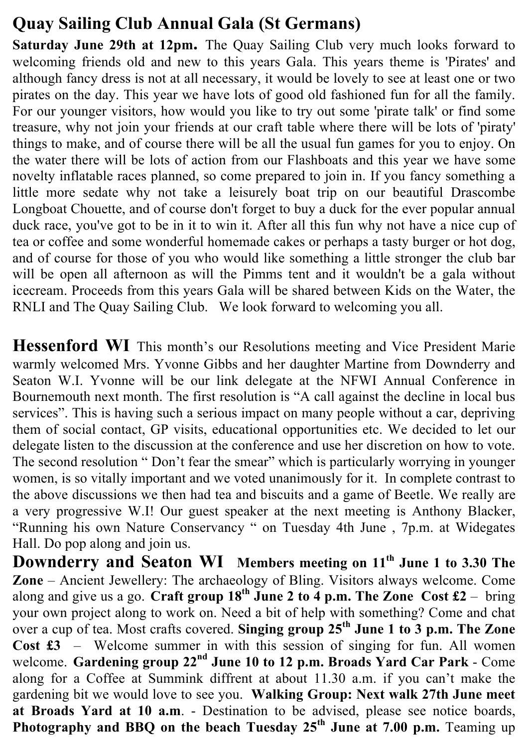## Quay Sailing Club Annual Gala (St Germans)

**Saturday June 29th at 12pm.** The Quay Sailing Club very much looks forward to welcoming friends old and new to this years Gala. This years theme is 'Pirates' and although fancy dress is not at all necessary, it would be lovely to see at least one or two pirates on the day. This year we have lots of good old fashioned fun for all the family. For our younger visitors, how would you like to try out some 'pirate talk' or find some treasure, why not join your friends at our craft table where there will be lots of 'piraty' things to make, and of course there will be all the usual fun games for you to enjoy. On the water there will be lots of action from our Flashboats and this year we have some novelty inflatable races planned, so come prepared to join in. If you fancy something a little more sedate why not take a leisurely boat trip on our beautiful Drascombe Longboat Chouette, and of course don't forget to buy a duck for the ever popular annual duck race, you've got to be in it to win it. After all this fun why not have a nice cup of tea or coffee and some wonderful homemade cakes or perhaps a tasty burger or hot dog, and of course for those of you who would like something a little stronger the club bar will be open all afternoon as will the Pimms tent and it wouldn't be a gala without icecream. Proceeds from this years Gala will be shared between Kids on the Water, the RNLI and The Quay Sailing Club. We look forward to welcoming you all.

**Hessenford WI** This month's our Resolutions meeting and Vice President Marie warmly welcomed Mrs. Yvonne Gibbs and her daughter Martine from Downderry and Seaton W.I. Yvonne will be our link delegate at the NFWI Annual Conference in Bournemouth next month. The first resolution is "A call against the decline in local bus services". This is having such a serious impact on many people without a car, depriving them of social contact, GP visits, educational opportunities etc. We decided to let our delegate listen to the discussion at the conference and use her discretion on how to vote. The second resolution " Don't fear the smear" which is particularly worrying in younger women, is so vitally important and we voted unanimously for it. In complete contrast to the above discussions we then had tea and biscuits and a game of Beetle. We really are a very progressive W.I! Our guest speaker at the next meeting is Anthony Blacker, "Running his own Nature Conservancy " on Tuesday 4th June , 7p.m. at Widegates Hall. Do pop along and join us.

**Downderry and Seaton WI** **Members meeting on 11th June 1 to 3.30 The Zone** – Ancient Jewellery: The archaeology of Bling. Visitors always welcome. Come along and give us a go. **Craft group 18th June 2 to 4 p.m. The Zone Cost £2** – bring your own project along to work on. Need a bit of help with something? Come and chat over a cup of tea. Most crafts covered. **Singing group 25th June 1 to 3 p.m. The Zone Cost £3** – Welcome summer in with this session of singing for fun. All women welcome. **Gardening group 22nd June 10 to 12 p.m. Broads Yard Car Park** - Come along for a Coffee at Summink diffrent at about 11.30 a.m. if you can't make the gardening bit we would love to see you. **Walking Group: Next walk 27th June meet at Broads Yard at 10 a.m**. - Destination to be advised, please see notice boards, **Photography and BBQ on the beach Tuesday 25th June at 7.00 p.m.** Teaming up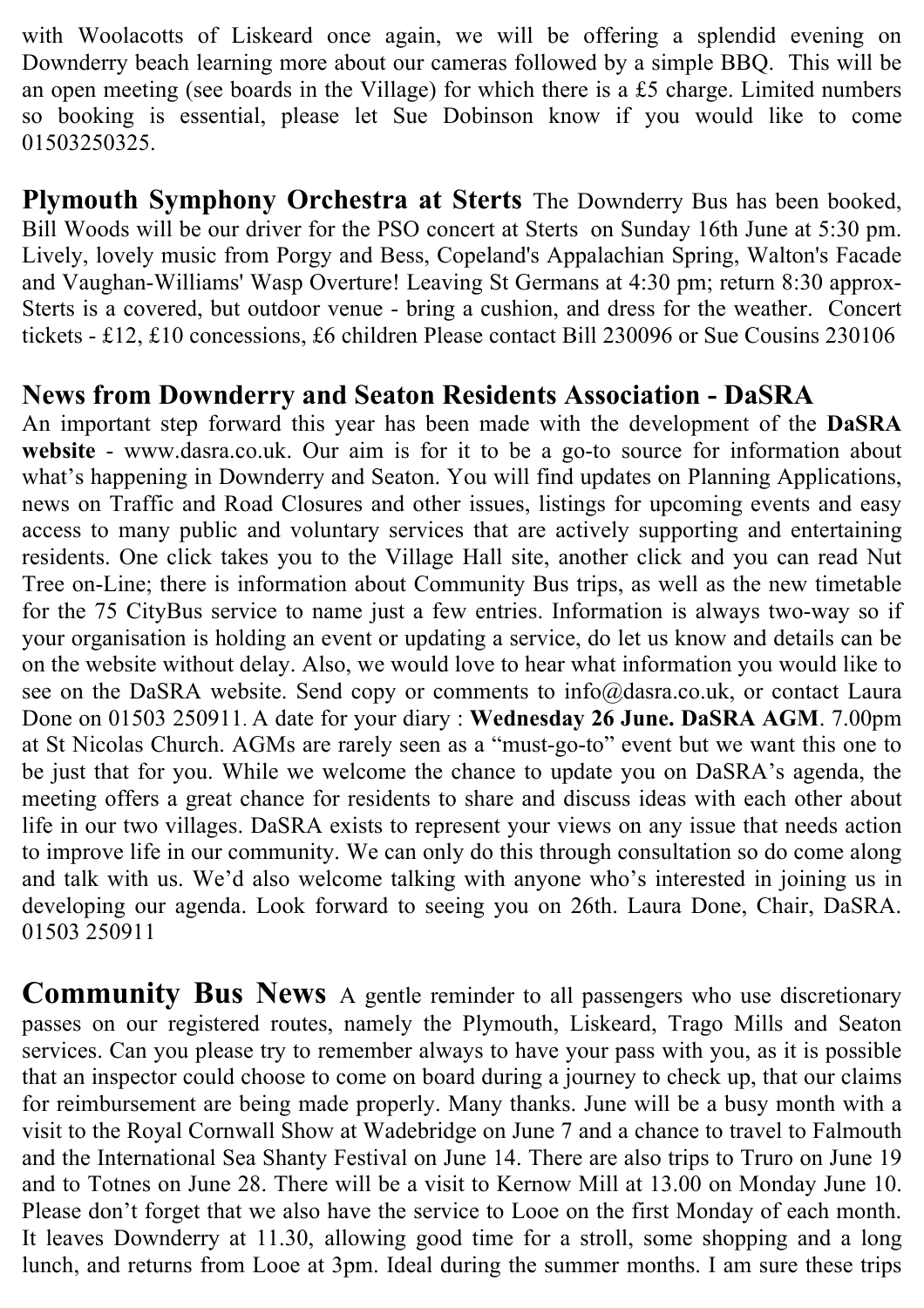with Woolacotts of Liskeard once again, we will be offering a splendid evening on Downderry beach learning more about our cameras followed by a simple BBQ. This will be an open meeting (see boards in the Village) for which there is a £5 charge. Limited numbers so booking is essential, please let Sue Dobinson know if you would like to come 01503250325.

**Plymouth Symphony Orchestra at Sterts** The Downderry Bus has been booked, Bill Woods will be our driver for the PSO concert at Sterts on Sunday 16th June at 5:30 pm. Lively, lovely music from Porgy and Bess, Copeland's Appalachian Spring, Walton's Facade and Vaughan-Williams' Wasp Overture! Leaving St Germans at 4:30 pm; return 8:30 approx- Sterts is a covered, but outdoor venue - bring a cushion, and dress for the weather. Concert tickets - £12, £10 concessions, £6 children Please contact Bill 230096 or Sue Cousins 230106

## News from Downderry and Seaton Residents Association - DaSRA

An important step forward this year has been made with the development of the **DaSRA website** - www.dasra.co.uk. Our aim is for it to be a go-to source for information about what's happening in Downderry and Seaton. You will find updates on Planning Applications, news on Traffic and Road Closures and other issues, listings for upcoming events and easy access to many public and voluntary services that are actively supporting and entertaining residents. One click takes you to the Village Hall site, another click and you can read Nut Tree on-Line; there is information about Community Bus trips, as well as the new timetable for the 75 CityBus service to name just a few entries. Information is always two-way so if your organisation is holding an event or updating a service, do let us know and details can be on the website without delay. Also, we would love to hear what information you would like to see on the DaSRA website. Send copy or comments to info@dasra.co.uk, or contact Laura Done on 01503 250911. A date for your diary : **Wednesday 26 June. DaSRA AGM**. 7.00pm at St Nicolas Church. AGMs are rarely seen as a "must-go-to" event but we want this one to be just that for you. While we welcome the chance to update you on DaSRA's agenda, the meeting offers a great chance for residents to share and discuss ideas with each other about life in our two villages. DaSRA exists to represent your views on any issue that needs action to improve life in our community. We can only do this through consultation so do come along and talk with us. We'd also welcome talking with anyone who's interested in joining us in developing our agenda. Look forward to seeing you on 26th. Laura Done, Chair, DaSRA. 01503 250911

**Community Bus News** A gentle reminder to all passengers who use discretionary passes on our registered routes, namely the Plymouth, Liskeard, Trago Mills and Seaton services. Can you please try to remember always to have your pass with you, as it is possible that an inspector could choose to come on board during a journey to check up, that our claims for reimbursement are being made properly. Many thanks. June will be a busy month with a visit to the Royal Cornwall Show at Wadebridge on June 7 and a chance to travel to Falmouth and the International Sea Shanty Festival on June 14. There are also trips to Truro on June 19 and to Totnes on June 28. There will be a visit to Kernow Mill at 13.00 on Monday June 10. Please don't forget that we also have the service to Looe on the first Monday of each month. It leaves Downderry at 11.30, allowing good time for a stroll, some shopping and a long lunch, and returns from Looe at 3pm. Ideal during the summer months. I am sure these trips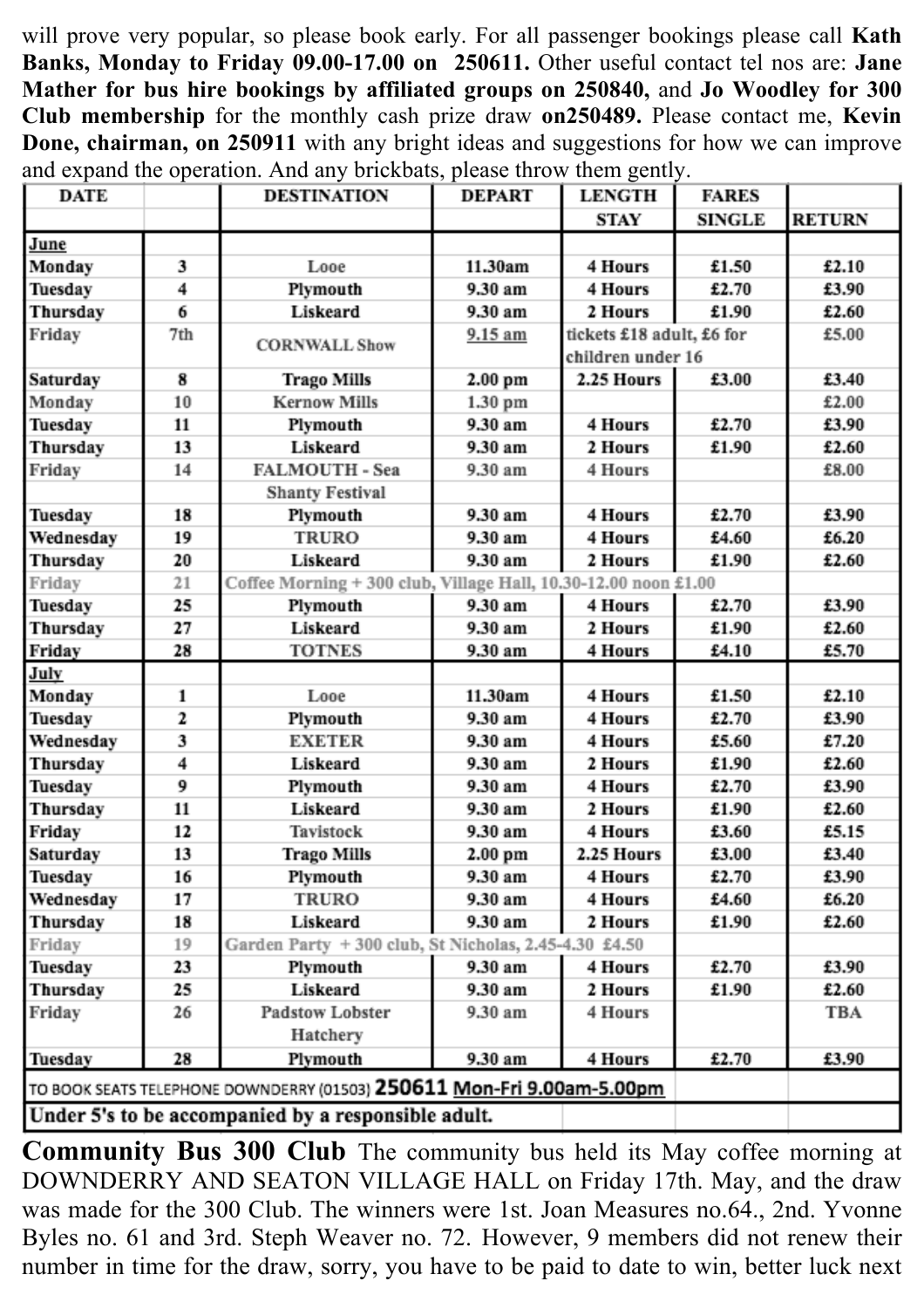will prove very popular, so please book early. For all passenger bookings please call **Kath Banks, Monday to Friday 09.00-17.00 on 250611.** Other useful contact tel nos are: **Jane Mather for bus hire bookings by affiliated groups on 250840,** and **Jo Woodley for 300 Club membership** for the monthly cash prize draw **on250489.** Please contact me, **Kevin Done, chairman, on 250911** with any bright ideas and suggestions for how we can improve and expand the operation. And any brickbats, please throw them gently.

| DATE | | DESTINATION | DEPART | LENGTH STAY | FARES SINGLE | RETURN |
|---|---|---|---|---|---|---|
| **June** | | | | | | |
| Monday | 3 | Looe | 11.30am | 4 Hours | £1.50 | £2.10 |
| Tuesday | 4 | Plymouth | 9.30 am | 4 Hours | £2.70 | £3.90 |
| Thursday | 6 | Liskeard | 9.30 am | 2 Hours | £1.90 | £2.60 |
| Friday | 7th | CORNWALL Show | 9.15 am | tickets £18 adult, £6 for children under 16 | | £5.00 |
| Saturday | 8 | Trago Mills | 2.00 pm | 2.25 Hours | £3.00 | £3.40 |
| Monday | 10 | Kernow Mills | 1.30 pm | | | £2.00 |
| Tuesday | 11 | Plymouth | 9.30 am | 4 Hours | £2.70 | £3.90 |
| Thursday | 13 | Liskeard | 9.30 am | 2 Hours | £1.90 | £2.60 |
| Friday | 14 | FALMOUTH - Sea Shanty Festival | 9.30 am | 4 Hours | | £8.00 |
| Tuesday | 18 | Plymouth | 9.30 am | 4 Hours | £2.70 | £3.90 |
| Wednesday | 19 | TRURO | 9.30 am | 4 Hours | £4.60 | £6.20 |
| Thursday | 20 | Liskeard | 9.30 am | 2 Hours | £1.90 | £2.60 |
| Friday | 21 | Coffee Morning + 300 club, Village Hall, 10.30-12.00 noon £1.00 | | | | |
| Tuesday | 25 | Plymouth | 9.30 am | 4 Hours | £2.70 | £3.90 |
| Thursday | 27 | Liskeard | 9.30 am | 2 Hours | £1.90 | £2.60 |
| Friday | 28 | TOTNES | 9.30 am | 4 Hours | £4.10 | £5.70 |
| **July** | | | | | | |
| Monday | 1 | Looe | 11.30am | 4 Hours | £1.50 | £2.10 |
| Tuesday | 2 | Plymouth | 9.30 am | 4 Hours | £2.70 | £3.90 |
| Wednesday | 3 | EXETER | 9.30 am | 4 Hours | £5.60 | £7.20 |
| Thursday | 4 | Liskeard | 9.30 am | 2 Hours | £1.90 | £2.60 |
| Tuesday | 9 | Plymouth | 9.30 am | 4 Hours | £2.70 | £3.90 |
| Thursday | 11 | Liskeard | 9.30 am | 2 Hours | £1.90 | £2.60 |
| Friday | 12 | Tavistock | 9.30 am | 4 Hours | £3.60 | £5.15 |
| Saturday | 13 | Trago Mills | 2.00 pm | 2.25 Hours | £3.00 | £3.40 |
| Tuesday | 16 | Plymouth | 9.30 am | 4 Hours | £2.70 | £3.90 |
| Wednesday | 17 | TRURO | 9.30 am | 4 Hours | £4.60 | £6.20 |
| Thursday | 18 | Liskeard | 9.30 am | 2 Hours | £1.90 | £2.60 |
| Friday | 19 | Garden Party + 300 club, St Nicholas, 2.45-4.30 £4.50 | | | | |
| Tuesday | 23 | Plymouth | 9.30 am | 4 Hours | £2.70 | £3.90 |
| Thursday | 25 | Liskeard | 9.30 am | 2 Hours | £1.90 | £2.60 |
| Friday | 26 | Padstow Lobster Hatchery | 9.30 am | 4 Hours | | TBA |
| Tuesday | 28 | Plymouth | 9.30 am | 4 Hours | £2.70 | £3.90 |
| TO BOOK SEATS TELEPHONE DOWNDERRY (01503) **250611** Mon-Fri 9.00am-5.00pm | | | | | | |
| **Under 5's to be accompanied by a responsible adult.** | | | | | | |

**Community Bus 300 Club** The community bus held its May coffee morning at DOWNDERRY AND SEATON VILLAGE HALL on Friday 17th. May, and the draw was made for the 300 Club. The winners were 1st. Joan Measures no.64., 2nd. Yvonne Byles no. 61 and 3rd. Steph Weaver no. 72. However, 9 members did not renew their number in time for the draw, sorry, you have to be paid to date to win, better luck next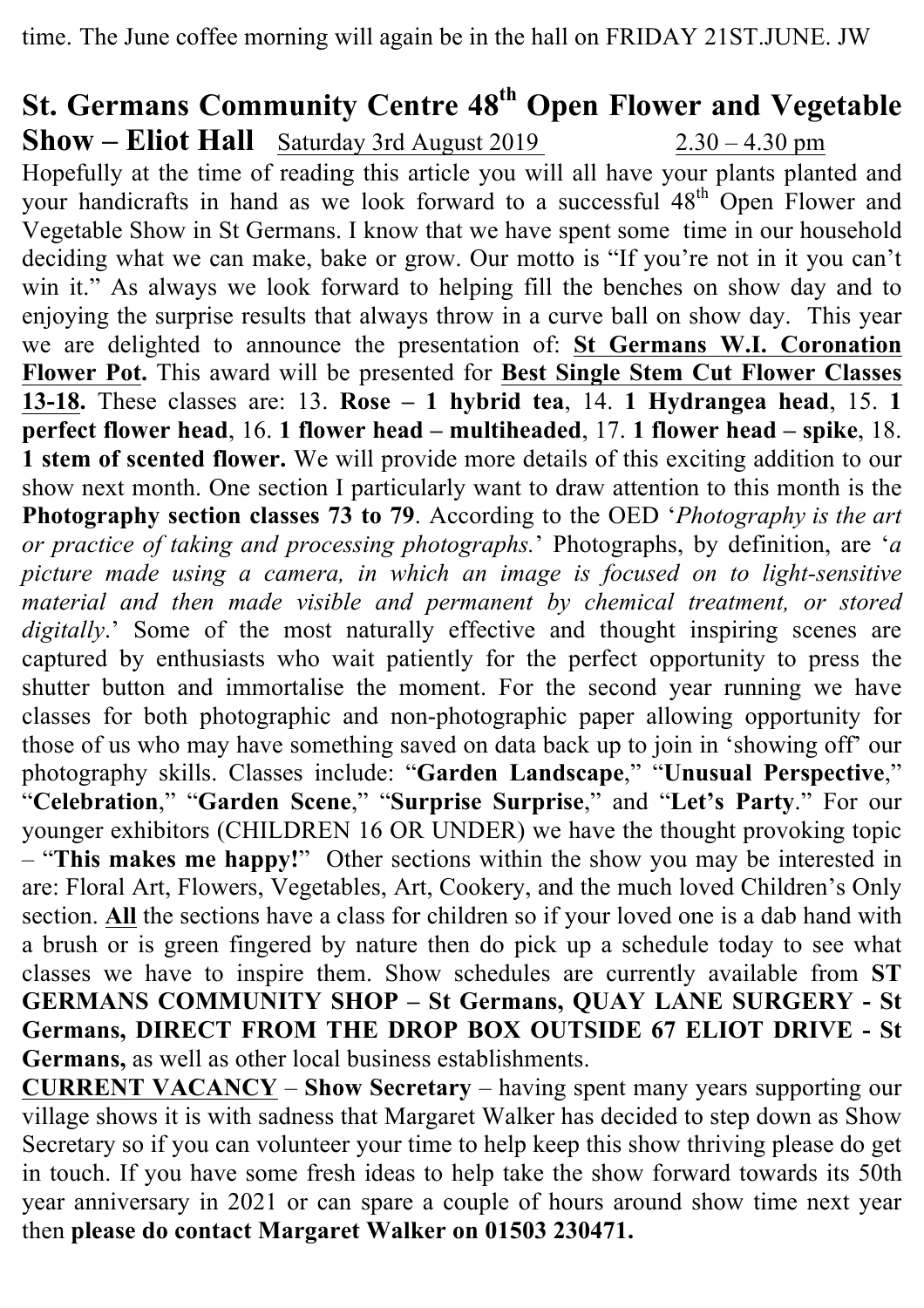time. The June coffee morning will again be in the hall on FRIDAY 21ST.JUNE. JW

## St. Germans Community Centre 48th Open Flower and Vegetable Show – Eliot Hall

Saturday 3rd August 2019    2.30 – 4.30 pm

Hopefully at the time of reading this article you will all have your plants planted and your handicrafts in hand as we look forward to a successful 48th Open Flower and Vegetable Show in St Germans. I know that we have spent some time in our household deciding what we can make, bake or grow. Our motto is "If you're not in it you can't win it." As always we look forward to helping fill the benches on show day and to enjoying the surprise results that always throw in a curve ball on show day. This year we are delighted to announce the presentation of: **St Germans W.I. Coronation Flower Pot.** This award will be presented for **Best Single Stem Cut Flower Classes 13-18.** These classes are: 13. **Rose – 1 hybrid tea**, 14. **1 Hydrangea head**, 15. **1 perfect flower head**, 16. **1 flower head – multiheaded**, 17. **1 flower head – spike**, 18. **1 stem of scented flower.** We will provide more details of this exciting addition to our show next month. One section I particularly want to draw attention to this month is the **Photography section classes 73 to 79**. According to the OED '*Photography is the art or practice of taking and processing photographs.*' Photographs, by definition, are '*a picture made using a camera, in which an image is focused on to light-sensitive material and then made visible and permanent by chemical treatment, or stored digitally*.' Some of the most naturally effective and thought inspiring scenes are captured by enthusiasts who wait patiently for the perfect opportunity to press the shutter button and immortalise the moment. For the second year running we have classes for both photographic and non-photographic paper allowing opportunity for those of us who may have something saved on data back up to join in 'showing off' our photography skills. Classes include: "**Garden Landscape**," "**Unusual Perspective**," "**Celebration**," "**Garden Scene**," "**Surprise Surprise**," and "**Let's Party**." For our younger exhibitors (CHILDREN 16 OR UNDER) we have the thought provoking topic – "**This makes me happy!**" Other sections within the show you may be interested in are: Floral Art, Flowers, Vegetables, Art, Cookery, and the much loved Children's Only section. **All** the sections have a class for children so if your loved one is a dab hand with a brush or is green fingered by nature then do pick up a schedule today to see what classes we have to inspire them. Show schedules are currently available from **ST GERMANS COMMUNITY SHOP – St Germans, QUAY LANE SURGERY - St Germans, DIRECT FROM THE DROP BOX OUTSIDE 67 ELIOT DRIVE - St Germans,** as well as other local business establishments.

**CURRENT VACANCY** – **Show Secretary** – having spent many years supporting our village shows it is with sadness that Margaret Walker has decided to step down as Show Secretary so if you can volunteer your time to help keep this show thriving please do get in touch. If you have some fresh ideas to help take the show forward towards its 50th year anniversary in 2021 or can spare a couple of hours around show time next year then **please do contact Margaret Walker on 01503 230471.**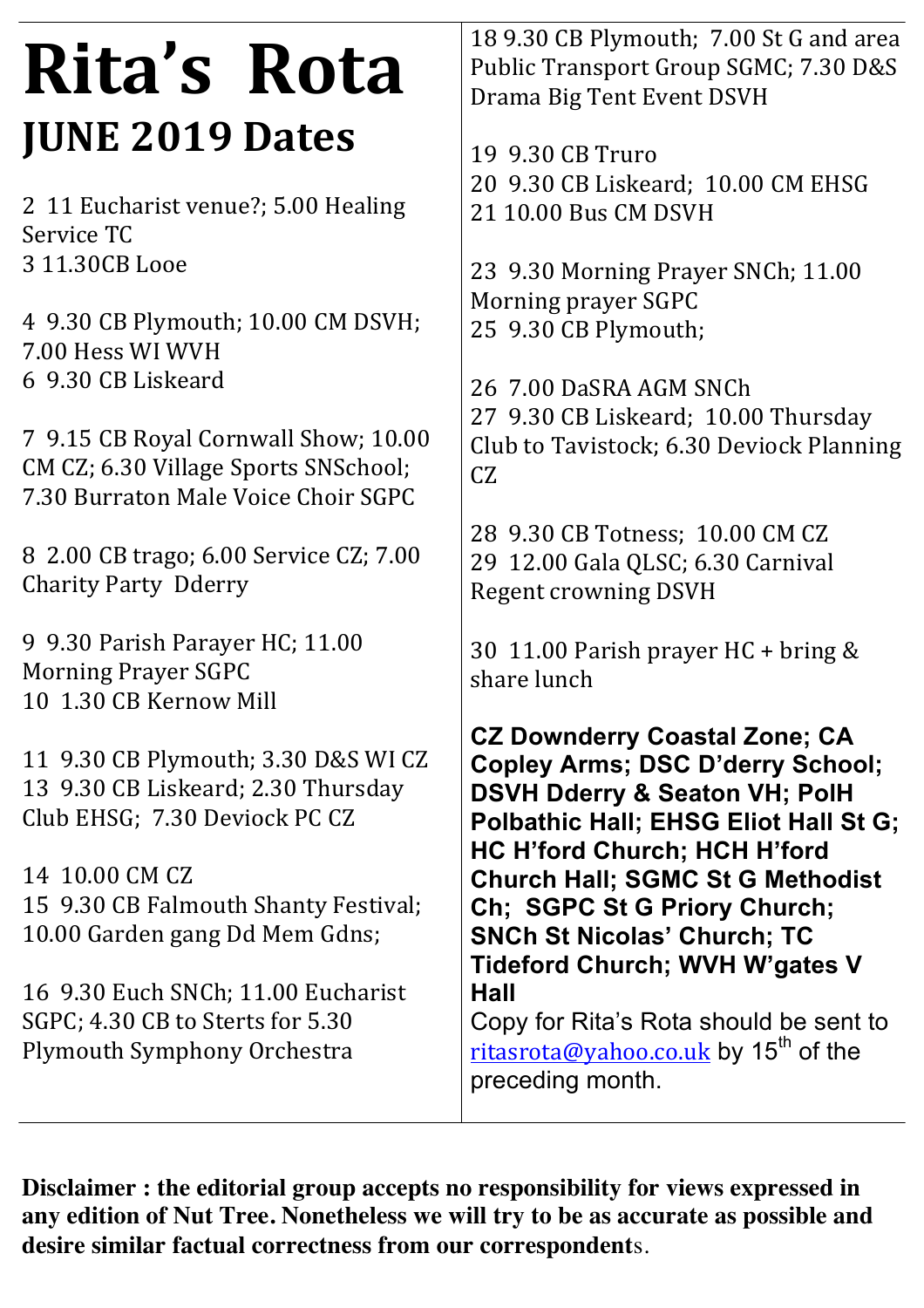# Rita's Rota

## JUNE 2019 Dates

2 11 Eucharist venue?; 5.00 Healing Service TC
3 11.30CB Looe

4 9.30 CB Plymouth; 10.00 CM DSVH; 7.00 Hess WI WVH
6 9.30 CB Liskeard

7 9.15 CB Royal Cornwall Show; 10.00 CM CZ; 6.30 Village Sports SNSchool; 7.30 Burraton Male Voice Choir SGPC

8 2.00 CB trago; 6.00 Service CZ; 7.00 Charity Party Dderry

9 9.30 Parish Parayer HC; 11.00 Morning Prayer SGPC
10 1.30 CB Kernow Mill

11 9.30 CB Plymouth; 3.30 D&S WI CZ
13 9.30 CB Liskeard; 2.30 Thursday Club EHSG; 7.30 Deviock PC CZ

14 10.00 CM CZ
15 9.30 CB Falmouth Shanty Festival; 10.00 Garden gang Dd Mem Gdns;

16 9.30 Euch SNCh; 11.00 Eucharist SGPC; 4.30 CB to Sterts for 5.30 Plymouth Symphony Orchestra

18 9.30 CB Plymouth; 7.00 St G and area Public Transport Group SGMC; 7.30 D&S Drama Big Tent Event DSVH

19 9.30 CB Truro
20 9.30 CB Liskeard; 10.00 CM EHSG
21 10.00 Bus CM DSVH

23 9.30 Morning Prayer SNCh; 11.00 Morning prayer SGPC
25 9.30 CB Plymouth;

26 7.00 DaSRA AGM SNCh
27 9.30 CB Liskeard; 10.00 Thursday Club to Tavistock; 6.30 Deviock Planning CZ

28 9.30 CB Totness; 10.00 CM CZ
29 12.00 Gala QLSC; 6.30 Carnival Regent crowning DSVH

30 11.00 Parish prayer HC + bring & share lunch

**CZ Downderry Coastal Zone; CA Copley Arms; DSC D'derry School; DSVH Dderry & Seaton VH; PolH Polbathic Hall; EHSG Eliot Hall St G; HC H'ford Church; HCH H'ford Church Hall; SGMC St G Methodist Ch; SGPC St G Priory Church; SNCh St Nicolas' Church; TC Tideford Church; WVH W'gates V Hall**

Copy for Rita's Rota should be sent to ritasrota@yahoo.co.uk by 15th of the preceding month.

**Disclaimer : the editorial group accepts no responsibility for views expressed in any edition of Nut Tree. Nonetheless we will try to be as accurate as possible and desire similar factual correctness from our correspondents.**